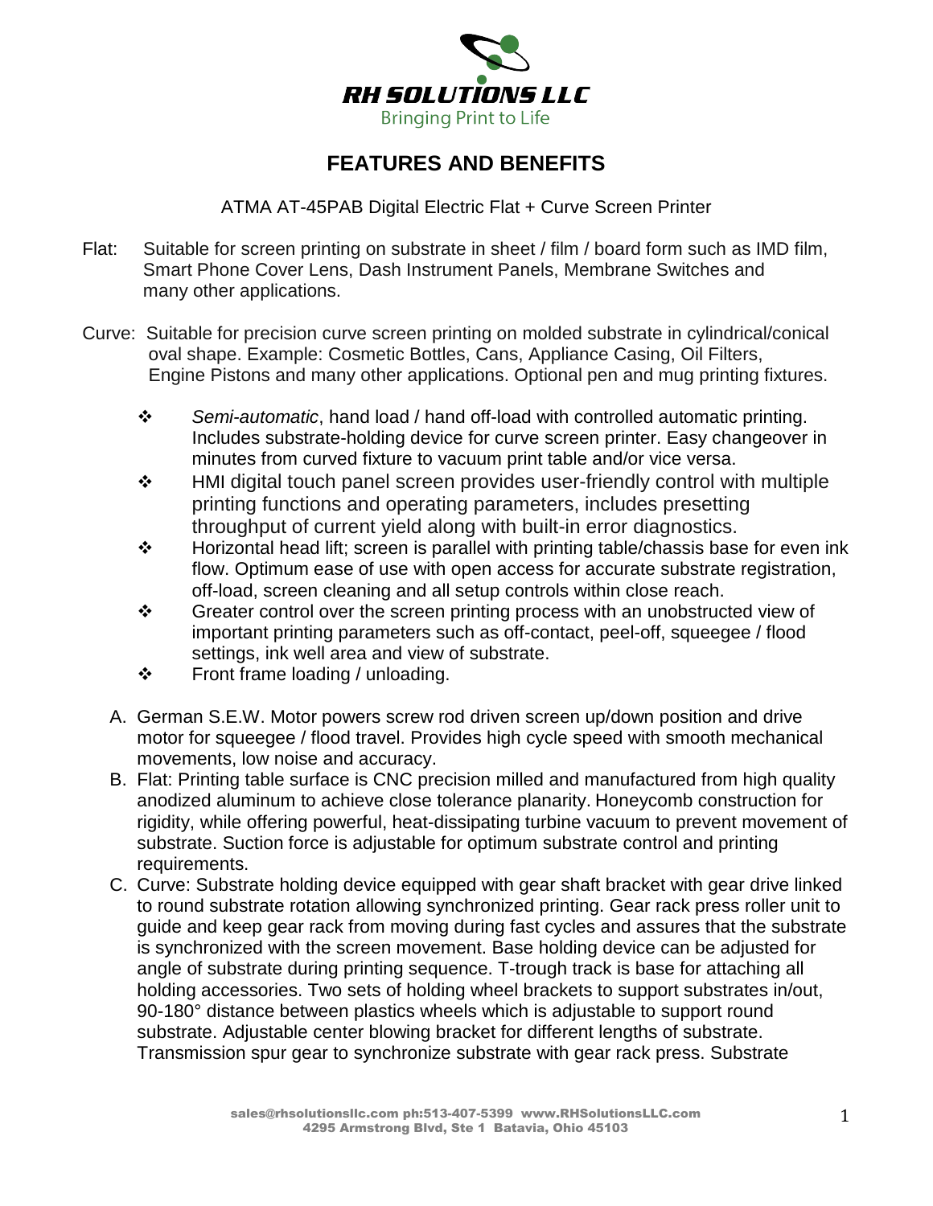RH SOLUTIONS LLC

Bringing Print to Life

# FEATURES AND BENEFITS

ATMA AT-45PAB Digital Electric Flat + Curve Screen Printer

Flat: Suitable for screen printing on substrate in sheet / film / board form such as IMD film, Smart Phone Cover Lens, Dash Instrument Panels, Membrane Switches and many other applications.

Curve: Suitable for precision curve screen printing on molded substrate in cylindrical/conical oval shape. Example: Cosmetic Bottles, Cans, Appliance Casing, Oil Filters, Engine Pistons and many other applications. Optional pen and mug printing fixtures.

- *Semi-automatic*, hand load / hand off-load with controlled automatic printing. Includes substrate-holding device for curve screen printer. Easy changeover in minutes from curved fixture to vacuum print table and/or vice versa.
- HMI digital touch panel screen provides user-friendly control with multiple printing functions and operating parameters, includes presetting throughput of current yield along with built-in error diagnostics.
- Horizontal head lift; screen is parallel with printing table/chassis base for even ink flow. Optimum ease of use with open access for accurate substrate registration, off-load, screen cleaning and all setup controls within close reach.
- Greater control over the screen printing process with an unobstructed view of important printing parameters such as off-contact, peel-off, squeegee / flood settings, ink well area and view of substrate.
- Front frame loading / unloading.

A. German S.E.W. Motor powers screw rod driven screen up/down position and drive motor for squeegee / flood travel. Provides high cycle speed with smooth mechanical movements, low noise and accuracy.

B. Flat: Printing table surface is CNC precision milled and manufactured from high quality anodized aluminum to achieve close tolerance planarity. Honeycomb construction for rigidity, while offering powerful, heat-dissipating turbine vacuum to prevent movement of substrate. Suction force is adjustable for optimum substrate control and printing requirements.

C. Curve: Substrate holding device equipped with gear shaft bracket with gear drive linked to round substrate rotation allowing synchronized printing. Gear rack press roller unit to guide and keep gear rack from moving during fast cycles and assures that the substrate is synchronized with the screen movement. Base holding device can be adjusted for angle of substrate during printing sequence. T-trough track is base for attaching all holding accessories. Two sets of holding wheel brackets to support substrates in/out, 90-180° distance between plastics wheels which is adjustable to support round substrate. Adjustable center blowing bracket for different lengths of substrate. Transmission spur gear to synchronize substrate with gear rack press. Substrate

sales@rhsolutionsllc.com ph:513-407-5399 www.RHSolutionsLLC.com
4295 Armstrong Blvd, Ste 1 Batavia, Ohio 45103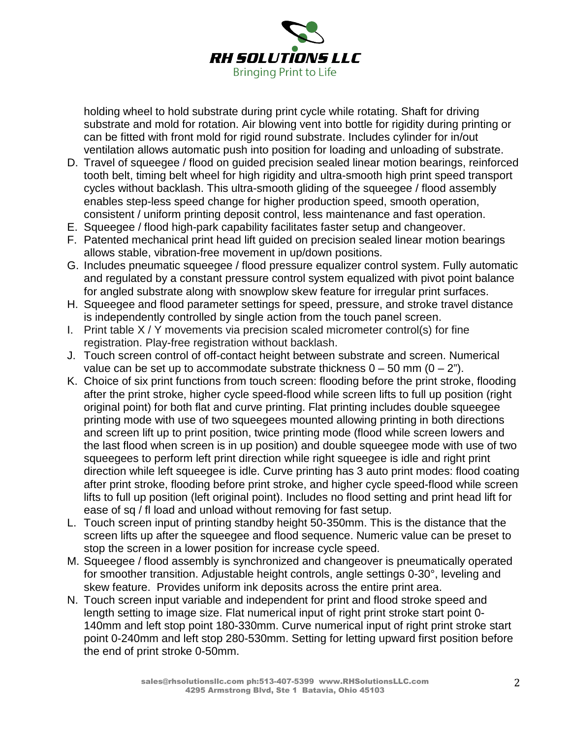holding wheel to hold substrate during print cycle while rotating. Shaft for driving substrate and mold for rotation. Air blowing vent into bottle for rigidity during printing or can be fitted with front mold for rigid round substrate. Includes cylinder for in/out ventilation allows automatic push into position for loading and unloading of substrate.

D. Travel of squeegee / flood on guided precision sealed linear motion bearings, reinforced tooth belt, timing belt wheel for high rigidity and ultra-smooth high print speed transport cycles without backlash. This ultra-smooth gliding of the squeegee / flood assembly enables step-less speed change for higher production speed, smooth operation, consistent / uniform printing deposit control, less maintenance and fast operation.
E. Squeegee / flood high-park capability facilitates faster setup and changeover.
F. Patented mechanical print head lift guided on precision sealed linear motion bearings allows stable, vibration-free movement in up/down positions.
G. Includes pneumatic squeegee / flood pressure equalizer control system. Fully automatic and regulated by a constant pressure control system equalized with pivot point balance for angled substrate along with snowplow skew feature for irregular print surfaces.
H. Squeegee and flood parameter settings for speed, pressure, and stroke travel distance is independently controlled by single action from the touch panel screen.
I. Print table X / Y movements via precision scaled micrometer control(s) for fine registration. Play-free registration without backlash.
J. Touch screen control of off-contact height between substrate and screen. Numerical value can be set up to accommodate substrate thickness 0 – 50 mm (0 – 2").
K. Choice of six print functions from touch screen: flooding before the print stroke, flooding after the print stroke, higher cycle speed-flood while screen lifts to full up position (right original point) for both flat and curve printing. Flat printing includes double squeegee printing mode with use of two squeegees mounted allowing printing in both directions and screen lift up to print position, twice printing mode (flood while screen lowers and the last flood when screen is in up position) and double squeegee mode with use of two squeegees to perform left print direction while right squeegee is idle and right print direction while left squeegee is idle. Curve printing has 3 auto print modes: flood coating after print stroke, flooding before print stroke, and higher cycle speed-flood while screen lifts to full up position (left original point). Includes no flood setting and print head lift for ease of sq / fl load and unload without removing for fast setup.
L. Touch screen input of printing standby height 50-350mm. This is the distance that the screen lifts up after the squeegee and flood sequence. Numeric value can be preset to stop the screen in a lower position for increase cycle speed.
M. Squeegee / flood assembly is synchronized and changeover is pneumatically operated for smoother transition. Adjustable height controls, angle settings 0-30°, leveling and skew feature. Provides uniform ink deposits across the entire print area.
N. Touch screen input variable and independent for print and flood stroke speed and length setting to image size. Flat numerical input of right print stroke start point 0-140mm and left stop point 180-330mm. Curve numerical input of right print stroke start point 0-240mm and left stop 280-530mm. Setting for letting upward first position before the end of print stroke 0-50mm.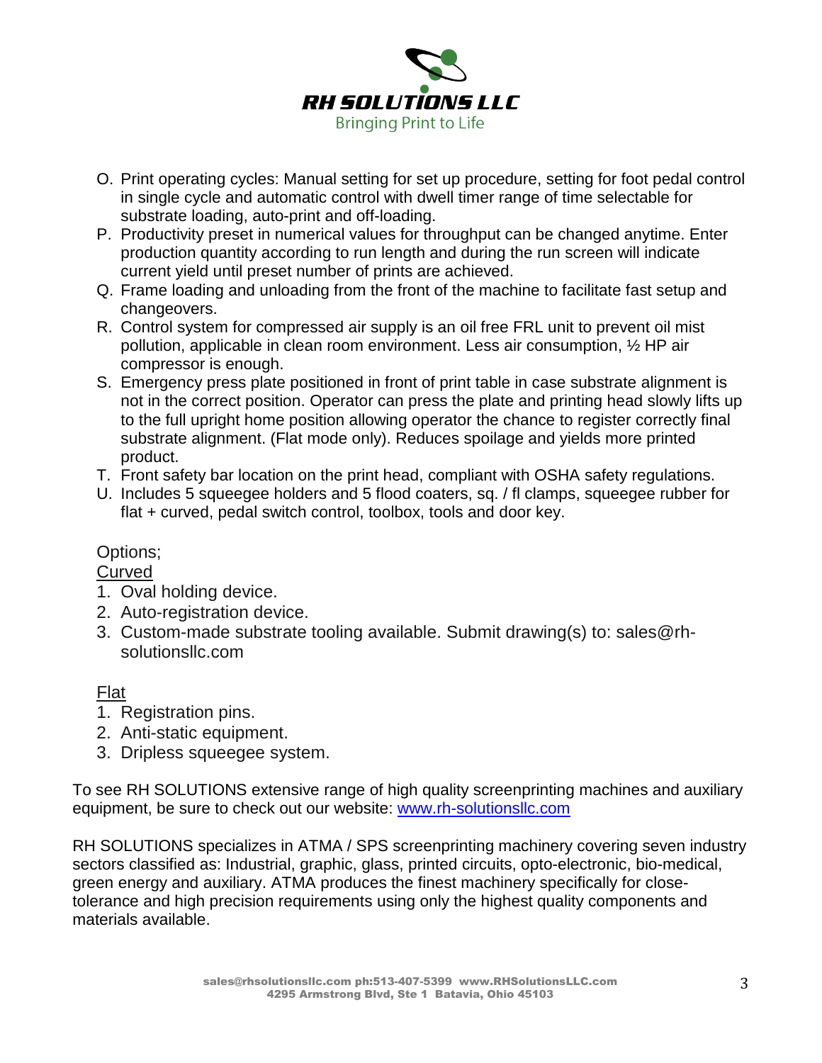O. Print operating cycles: Manual setting for set up procedure, setting for foot pedal control in single cycle and automatic control with dwell timer range of time selectable for substrate loading, auto-print and off-loading.

P. Productivity preset in numerical values for throughput can be changed anytime. Enter production quantity according to run length and during the run screen will indicate current yield until preset number of prints are achieved.

Q. Frame loading and unloading from the front of the machine to facilitate fast setup and changeovers.

R. Control system for compressed air supply is an oil free FRL unit to prevent oil mist pollution, applicable in clean room environment. Less air consumption, ½ HP air compressor is enough.

S. Emergency press plate positioned in front of print table in case substrate alignment is not in the correct position. Operator can press the plate and printing head slowly lifts up to the full upright home position allowing operator the chance to register correctly final substrate alignment. (Flat mode only). Reduces spoilage and yields more printed product.

T. Front safety bar location on the print head, compliant with OSHA safety regulations.

U. Includes 5 squeegee holders and 5 flood coaters, sq. / fl clamps, squeegee rubber for flat + curved, pedal switch control, toolbox, tools and door key.

Options;

Curved

1. Oval holding device.
2. Auto-registration device.
3. Custom-made substrate tooling available. Submit drawing(s) to: sales@rh-solutionsllc.com

Flat

1. Registration pins.
2. Anti-static equipment.
3. Dripless squeegee system.

To see RH SOLUTIONS extensive range of high quality screenprinting machines and auxiliary equipment, be sure to check out our website: [www.rh-solutionsllc.com](http://www.rh-solutionsllc.com)

RH SOLUTIONS specializes in ATMA / SPS screenprinting machinery covering seven industry sectors classified as: Industrial, graphic, glass, printed circuits, opto-electronic, bio-medical, green energy and auxiliary. ATMA produces the finest machinery specifically for close-tolerance and high precision requirements using only the highest quality components and materials available.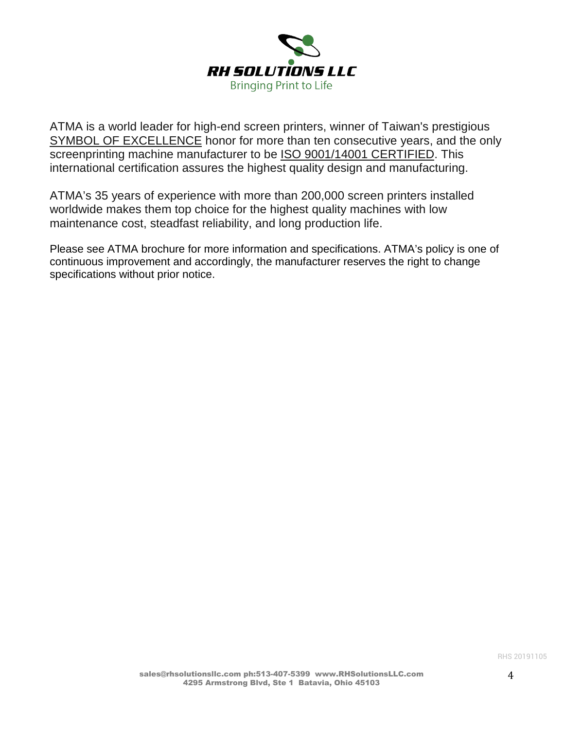**RH SOLUTIONS LLC**
Bringing Print to Life

ATMA is a world leader for high-end screen printers, winner of Taiwan's prestigious SYMBOL OF EXCELLENCE honor for more than ten consecutive years, and the only screenprinting machine manufacturer to be ISO 9001/14001 CERTIFIED. This international certification assures the highest quality design and manufacturing.

ATMA's 35 years of experience with more than 200,000 screen printers installed worldwide makes them top choice for the highest quality machines with low maintenance cost, steadfast reliability, and long production life.

Please see ATMA brochure for more information and specifications. ATMA's policy is one of continuous improvement and accordingly, the manufacturer reserves the right to change specifications without prior notice.